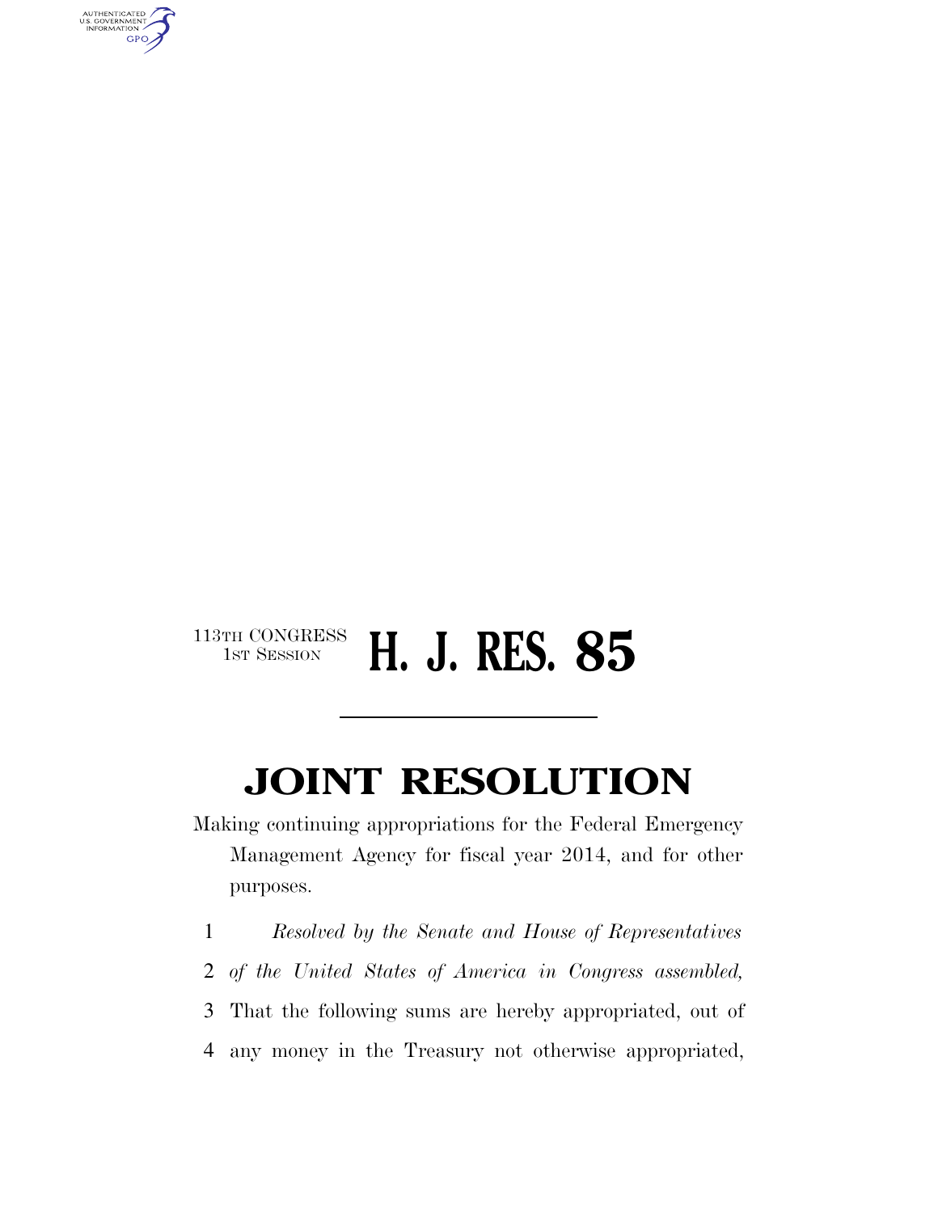113TH CONGRESS
1ST SESSION

# H. J. RES. 85

## JOINT RESOLUTION

Making continuing appropriations for the Federal Emergency Management Agency for fiscal year 2014, and for other purposes.

1 *Resolved by the Senate and House of Representatives*
2 *of the United States of America in Congress assembled,*
3 That the following sums are hereby appropriated, out of
4 any money in the Treasury not otherwise appropriated,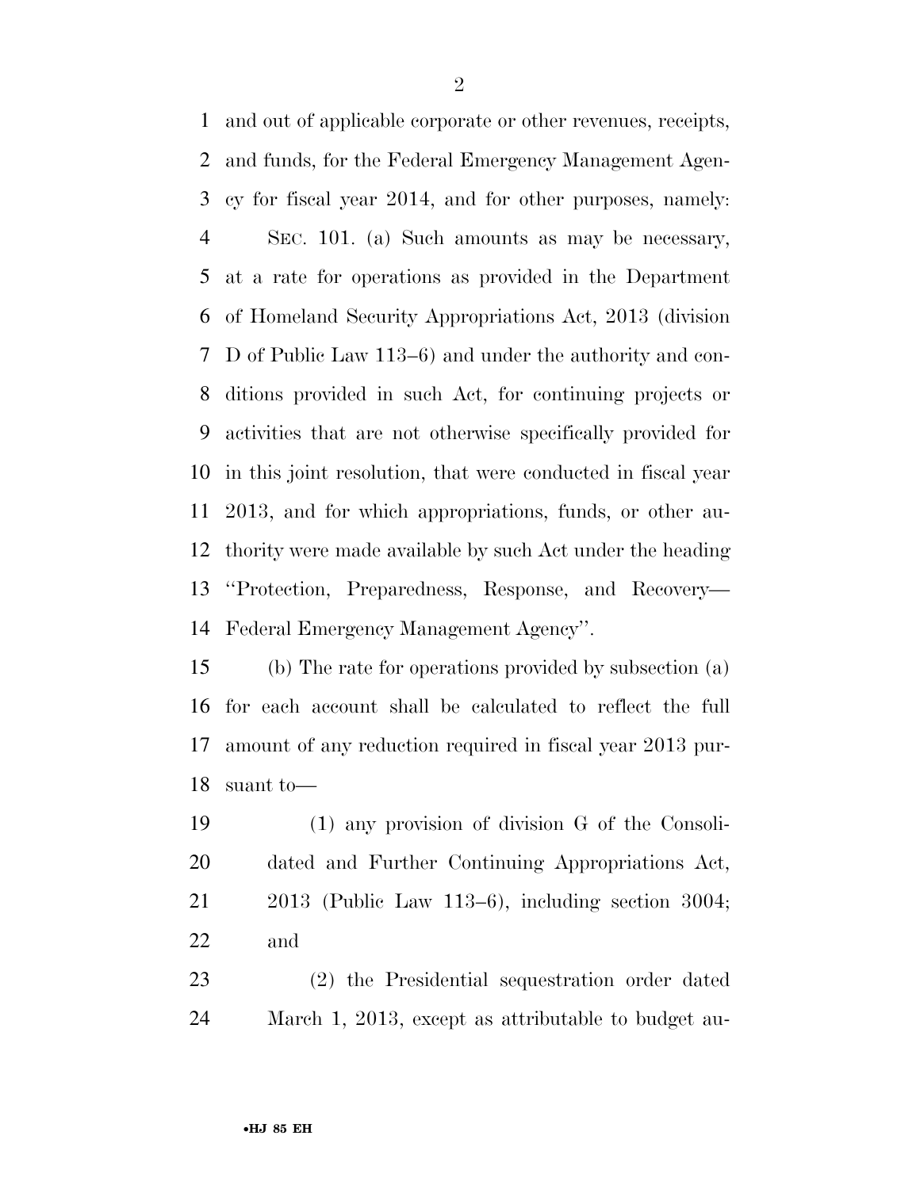and out of applicable corporate or other revenues, receipts, and funds, for the Federal Emergency Management Agency for fiscal year 2014, and for other purposes, namely:

SEC. 101. (a) Such amounts as may be necessary, at a rate for operations as provided in the Department of Homeland Security Appropriations Act, 2013 (division D of Public Law 113–6) and under the authority and conditions provided in such Act, for continuing projects or activities that are not otherwise specifically provided for in this joint resolution, that were conducted in fiscal year 2013, and for which appropriations, funds, or other authority were made available by such Act under the heading ''Protection, Preparedness, Response, and Recovery—Federal Emergency Management Agency''.

(b) The rate for operations provided by subsection (a) for each account shall be calculated to reflect the full amount of any reduction required in fiscal year 2013 pursuant to—

(1) any provision of division G of the Consolidated and Further Continuing Appropriations Act, 2013 (Public Law 113–6), including section 3004; and

(2) the Presidential sequestration order dated March 1, 2013, except as attributable to budget au-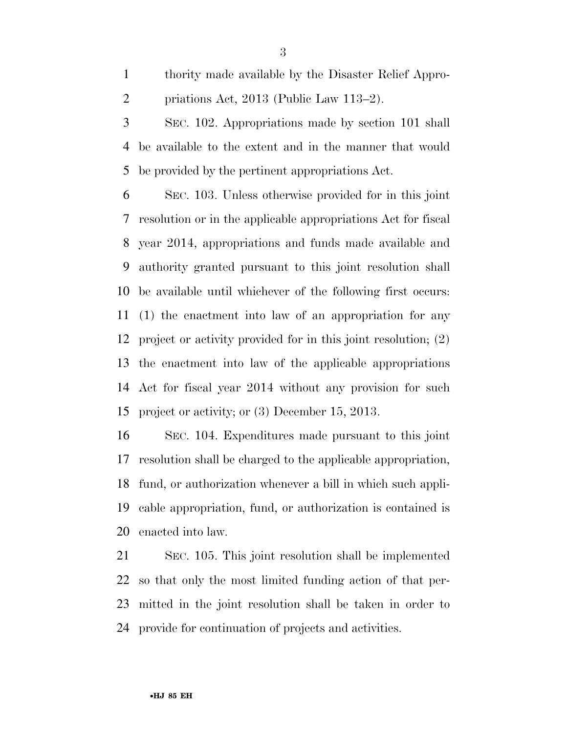thority made available by the Disaster Relief Appropriations Act, 2013 (Public Law 113–2).

SEC. 102. Appropriations made by section 101 shall be available to the extent and in the manner that would be provided by the pertinent appropriations Act.

SEC. 103. Unless otherwise provided for in this joint resolution or in the applicable appropriations Act for fiscal year 2014, appropriations and funds made available and authority granted pursuant to this joint resolution shall be available until whichever of the following first occurs: (1) the enactment into law of an appropriation for any project or activity provided for in this joint resolution; (2) the enactment into law of the applicable appropriations Act for fiscal year 2014 without any provision for such project or activity; or (3) December 15, 2013.

SEC. 104. Expenditures made pursuant to this joint resolution shall be charged to the applicable appropriation, fund, or authorization whenever a bill in which such applicable appropriation, fund, or authorization is contained is enacted into law.

SEC. 105. This joint resolution shall be implemented so that only the most limited funding action of that permitted in the joint resolution shall be taken in order to provide for continuation of projects and activities.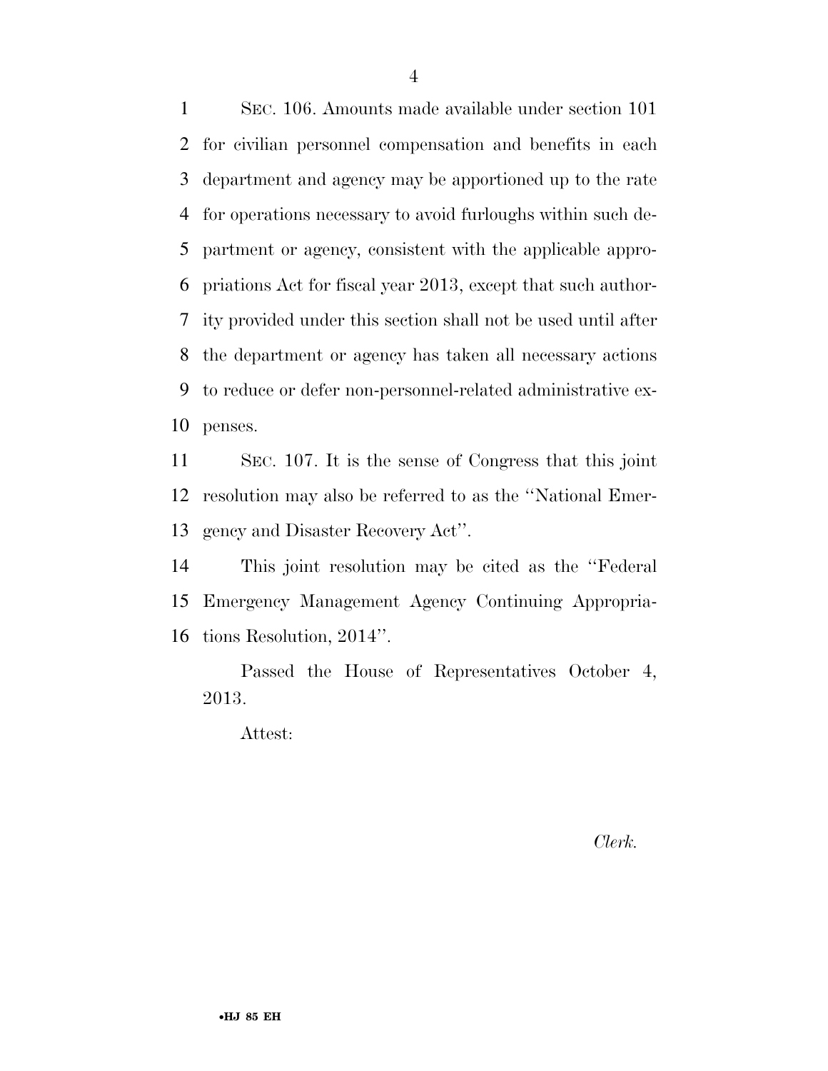SEC. 106. Amounts made available under section 101 for civilian personnel compensation and benefits in each department and agency may be apportioned up to the rate for operations necessary to avoid furloughs within such department or agency, consistent with the applicable appropriations Act for fiscal year 2013, except that such authority provided under this section shall not be used until after the department or agency has taken all necessary actions to reduce or defer non-personnel-related administrative expenses.

SEC. 107. It is the sense of Congress that this joint resolution may also be referred to as the ''National Emergency and Disaster Recovery Act''.

This joint resolution may be cited as the ''Federal Emergency Management Agency Continuing Appropriations Resolution, 2014''.

Passed the House of Representatives October 4, 2013.

Attest:

*Clerk.*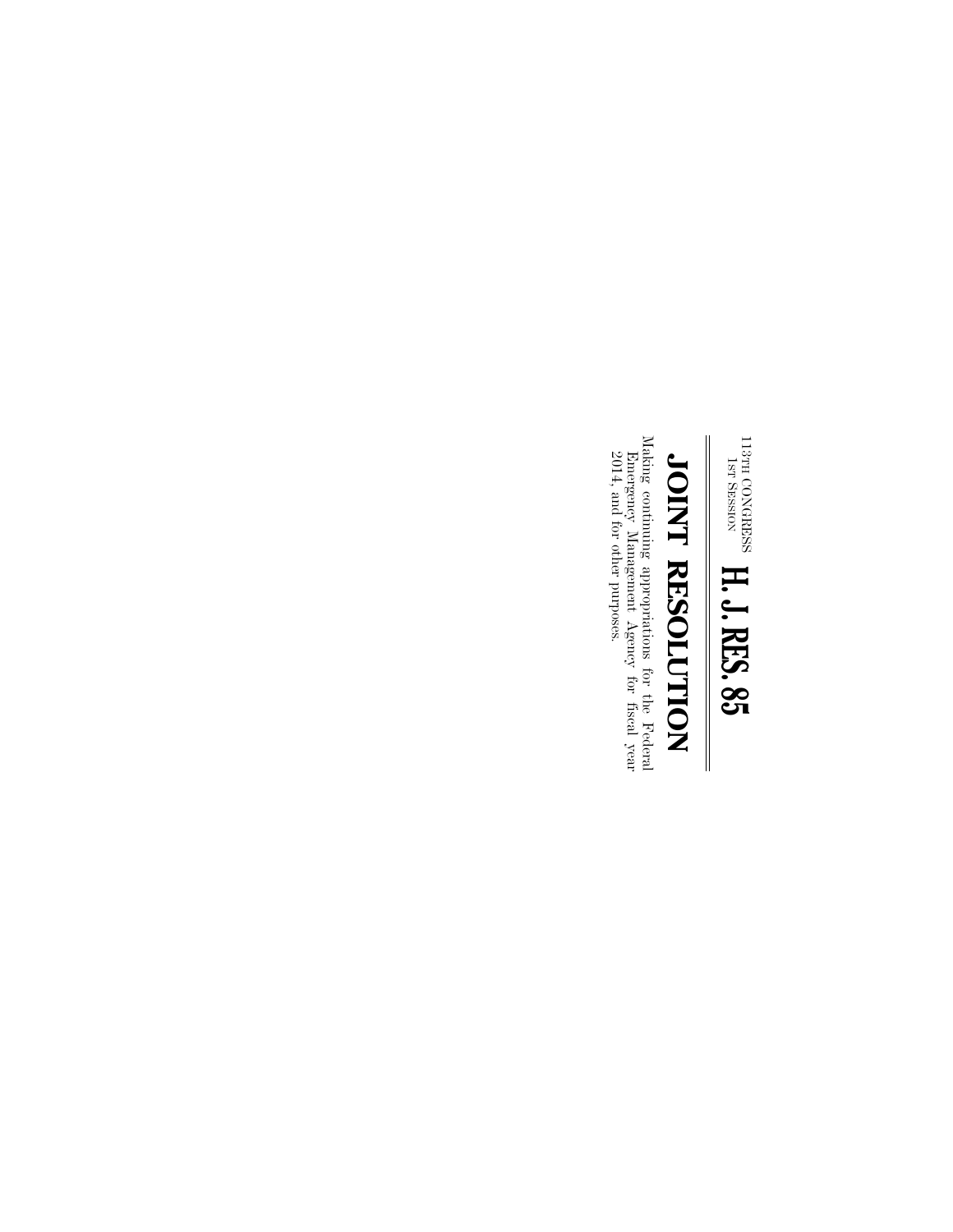113TH CONGRESS
1ST SESSION

# H. J. RES. 85

---

# JOINT RESOLUTION

Making continuing appropriations for the Federal Emergency Management Agency for fiscal year 2014, and for other purposes.